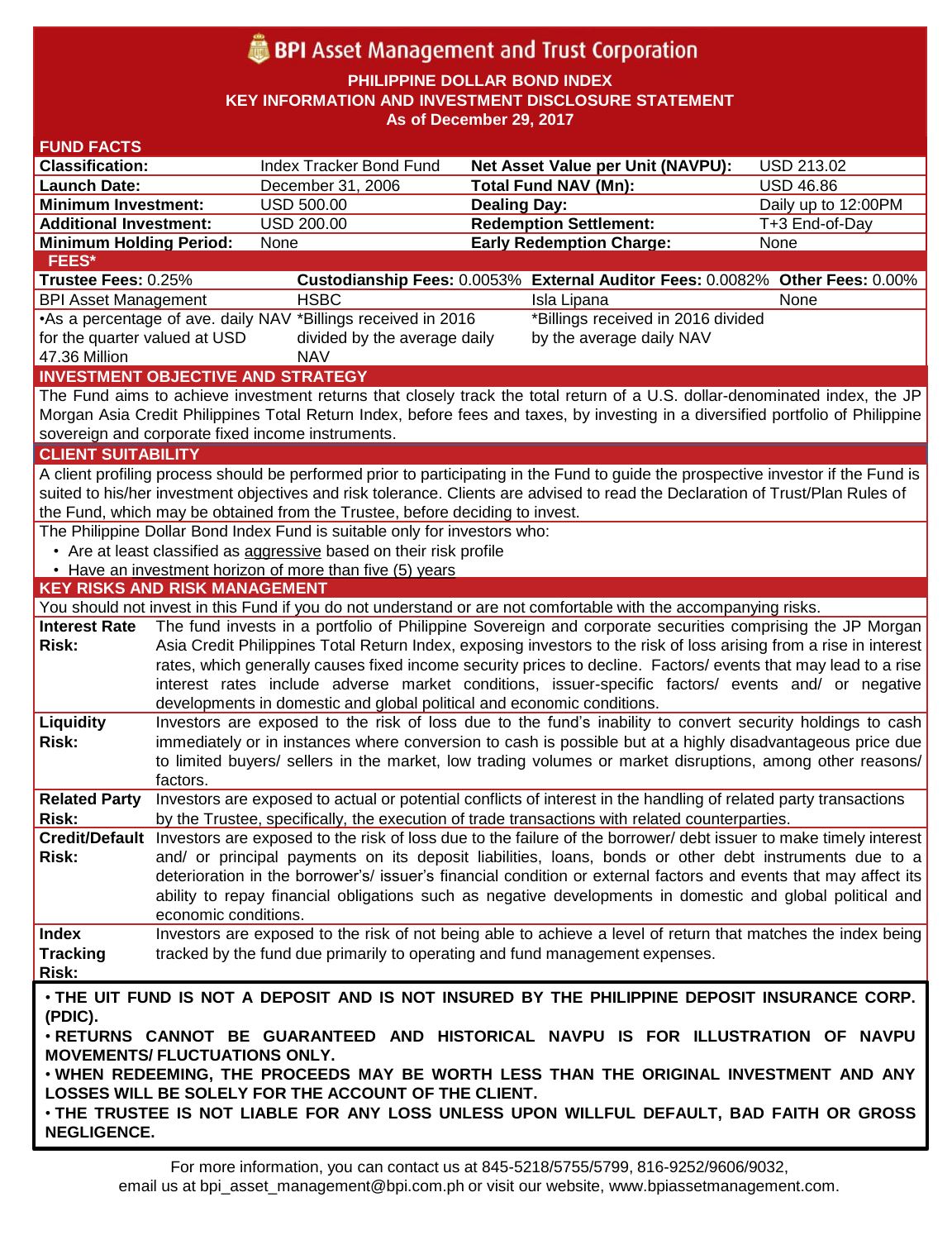# BPI Asset Management and Trust Corporation

**PHILIPPINE DOLLAR BOND INDEX**
**KEY INFORMATION AND INVESTMENT DISCLOSURE STATEMENT**
**As of December 29, 2017**

## FUND FACTS

| | | | |
|---|---|---|---|
| **Classification:** | Index Tracker Bond Fund | **Net Asset Value per Unit (NAVPU):** | USD 213.02 |
| **Launch Date:** | December 31, 2006 | **Total Fund NAV (Mn):** | USD 46.86 |
| **Minimum Investment:** | USD 500.00 | **Dealing Day:** | Daily up to 12:00PM |
| **Additional Investment:** | USD 200.00 | **Redemption Settlement:** | T+3 End-of-Day |
| **Minimum Holding Period:** | None | **Early Redemption Charge:** | None |

## FEES*

| **Trustee Fees:** 0.25% | **Custodianship Fees:** 0.0053% | **External Auditor Fees:** 0.0082% | **Other Fees:** 0.00% |
|---|---|---|---|
| BPI Asset Management | HSBC | Isla Lipana | None |
| •As a percentage of ave. daily NAV for the quarter valued at USD 47.36 Million | *Billings received in 2016 divided by the average daily NAV | *Billings received in 2016 divided by the average daily NAV | |

## INVESTMENT OBJECTIVE AND STRATEGY

The Fund aims to achieve investment returns that closely track the total return of a U.S. dollar-denominated index, the JP Morgan Asia Credit Philippines Total Return Index, before fees and taxes, by investing in a diversified portfolio of Philippine sovereign and corporate fixed income instruments.

## CLIENT SUITABILITY

A client profiling process should be performed prior to participating in the Fund to guide the prospective investor if the Fund is suited to his/her investment objectives and risk tolerance. Clients are advised to read the Declaration of Trust/Plan Rules of the Fund, which may be obtained from the Trustee, before deciding to invest.

The Philippine Dollar Bond Index Fund is suitable only for investors who:

- Are at least classified as aggressive based on their risk profile
- Have an investment horizon of more than five (5) years

## KEY RISKS AND RISK MANAGEMENT

You should not invest in this Fund if you do not understand or are not comfortable with the accompanying risks.

| | |
|---|---|
| **Interest Rate Risk:** | The fund invests in a portfolio of Philippine Sovereign and corporate securities comprising the JP Morgan Asia Credit Philippines Total Return Index, exposing investors to the risk of loss arising from a rise in interest rates, which generally causes fixed income security prices to decline. Factors/ events that may lead to a rise interest rates include adverse market conditions, issuer-specific factors/ events and/ or negative developments in domestic and global political and economic conditions. |
| **Liquidity Risk:** | Investors are exposed to the risk of loss due to the fund's inability to convert security holdings to cash immediately or in instances where conversion to cash is possible but at a highly disadvantageous price due to limited buyers/ sellers in the market, low trading volumes or market disruptions, among other reasons/ factors. |
| **Related Party Risk:** | Investors are exposed to actual or potential conflicts of interest in the handling of related party transactions by the Trustee, specifically, the execution of trade transactions with related counterparties. |
| **Credit/Default Risk:** | Investors are exposed to the risk of loss due to the failure of the borrower/ debt issuer to make timely interest and/ or principal payments on its deposit liabilities, loans, bonds or other debt instruments due to a deterioration in the borrower's/ issuer's financial condition or external factors and events that may affect its ability to repay financial obligations such as negative developments in domestic and global political and economic conditions. |
| **Index Tracking Risk:** | Investors are exposed to the risk of not being able to achieve a level of return that matches the index being tracked by the fund due primarily to operating and fund management expenses. |

**• THE UIT FUND IS NOT A DEPOSIT AND IS NOT INSURED BY THE PHILIPPINE DEPOSIT INSURANCE CORP. (PDIC).**
**• RETURNS CANNOT BE GUARANTEED AND HISTORICAL NAVPU IS FOR ILLUSTRATION OF NAVPU MOVEMENTS/ FLUCTUATIONS ONLY.**
**• WHEN REDEEMING, THE PROCEEDS MAY BE WORTH LESS THAN THE ORIGINAL INVESTMENT AND ANY LOSSES WILL BE SOLELY FOR THE ACCOUNT OF THE CLIENT.**
**• THE TRUSTEE IS NOT LIABLE FOR ANY LOSS UNLESS UPON WILLFUL DEFAULT, BAD FAITH OR GROSS NEGLIGENCE.**

For more information, you can contact us at 845-5218/5755/5799, 816-9252/9606/9032, email us at bpi_asset_management@bpi.com.ph or visit our website, www.bpiassetmanagement.com.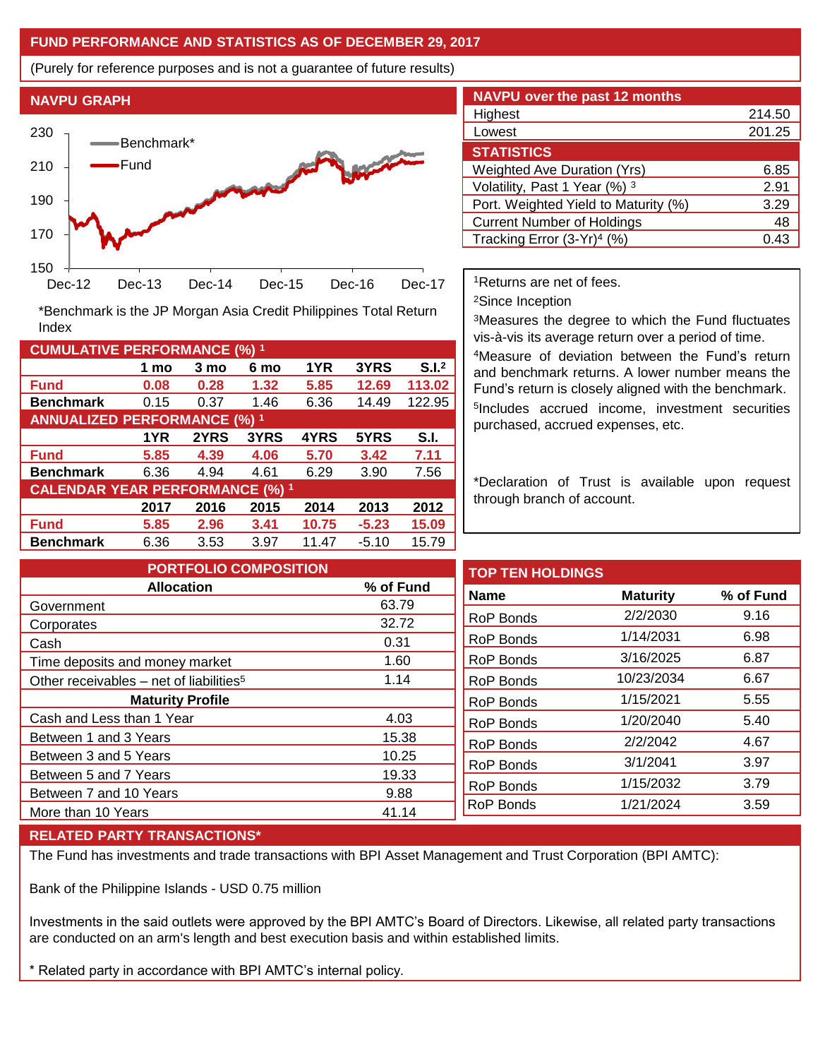## FUND PERFORMANCE AND STATISTICS AS OF DECEMBER 29, 2017

(Purely for reference purposes and is not a guarantee of future results)

### NAVPU GRAPH

*Benchmark is the JP Morgan Asia Credit Philippines Total Return Index

### NAVPU over the past 12 months

| | |
|---|---|
| Highest | 214.50 |
| Lowest | 201.25 |

### STATISTICS

| | |
|---|---|
| Weighted Ave Duration (Yrs) | 6.85 |
| Volatility, Past 1 Year (%) [3] | 2.91 |
| Port. Weighted Yield to Maturity (%) | 3.29 |
| Current Number of Holdings | 48 |
| Tracking Error (3-Yr)[4] (%) | 0.43 |

### CUMULATIVE PERFORMANCE (%) [1]

| | 1 mo | 3 mo | 6 mo | 1YR | 3YRS | S.I.[2] |
|---|---|---|---|---|---|---|
| **Fund** | 0.08 | 0.28 | 1.32 | 5.85 | 12.69 | 113.02 |
| **Benchmark** | 0.15 | 0.37 | 1.46 | 6.36 | 14.49 | 122.95 |

### ANNUALIZED PERFORMANCE (%) [1]

| | 1YR | 2YRS | 3YRS | 4YRS | 5YRS | S.I. |
|---|---|---|---|---|---|---|
| **Fund** | 5.85 | 4.39 | 4.06 | 5.70 | 3.42 | 7.11 |
| **Benchmark** | 6.36 | 4.94 | 4.61 | 6.29 | 3.90 | 7.56 |

### CALENDAR YEAR PERFORMANCE (%) [1]

| | 2017 | 2016 | 2015 | 2014 | 2013 | 2012 |
|---|---|---|---|---|---|---|
| **Fund** | 5.85 | 2.96 | 3.41 | 10.75 | -5.23 | 15.09 |
| **Benchmark** | 6.36 | 3.53 | 3.97 | 11.47 | -5.10 | 15.79 |

[1]Returns are net of fees.

[2]Since Inception

[3]Measures the degree to which the Fund fluctuates vis-à-vis its average return over a period of time.

[4]Measure of deviation between the Fund's return and benchmark returns. A lower number means the Fund's return is closely aligned with the benchmark.

[5]Includes accrued income, investment securities purchased, accrued expenses, etc.

*Declaration of Trust is available upon request through branch of account.

### PORTFOLIO COMPOSITION

| Allocation | % of Fund |
|---|---|
| Government | 63.79 |
| Corporates | 32.72 |
| Cash | 0.31 |
| Time deposits and money market | 1.60 |
| Other receivables – net of liabilities[5] | 1.14 |
| **Maturity Profile** | |
| Cash and Less than 1 Year | 4.03 |
| Between 1 and 3 Years | 15.38 |
| Between 3 and 5 Years | 10.25 |
| Between 5 and 7 Years | 19.33 |
| Between 7 and 10 Years | 9.88 |
| More than 10 Years | 41.14 |

### TOP TEN HOLDINGS

| Name | Maturity | % of Fund |
|---|---|---|
| RoP Bonds | 2/2/2030 | 9.16 |
| RoP Bonds | 1/14/2031 | 6.98 |
| RoP Bonds | 3/16/2025 | 6.87 |
| RoP Bonds | 10/23/2034 | 6.67 |
| RoP Bonds | 1/15/2021 | 5.55 |
| RoP Bonds | 1/20/2040 | 5.40 |
| RoP Bonds | 2/2/2042 | 4.67 |
| RoP Bonds | 3/1/2041 | 3.97 |
| RoP Bonds | 1/15/2032 | 3.79 |
| RoP Bonds | 1/21/2024 | 3.59 |

### RELATED PARTY TRANSACTIONS*

The Fund has investments and trade transactions with BPI Asset Management and Trust Corporation (BPI AMTC):

Bank of the Philippine Islands - USD 0.75 million

Investments in the said outlets were approved by the BPI AMTC's Board of Directors. Likewise, all related party transactions are conducted on an arm's length and best execution basis and within established limits.

* Related party in accordance with BPI AMTC's internal policy.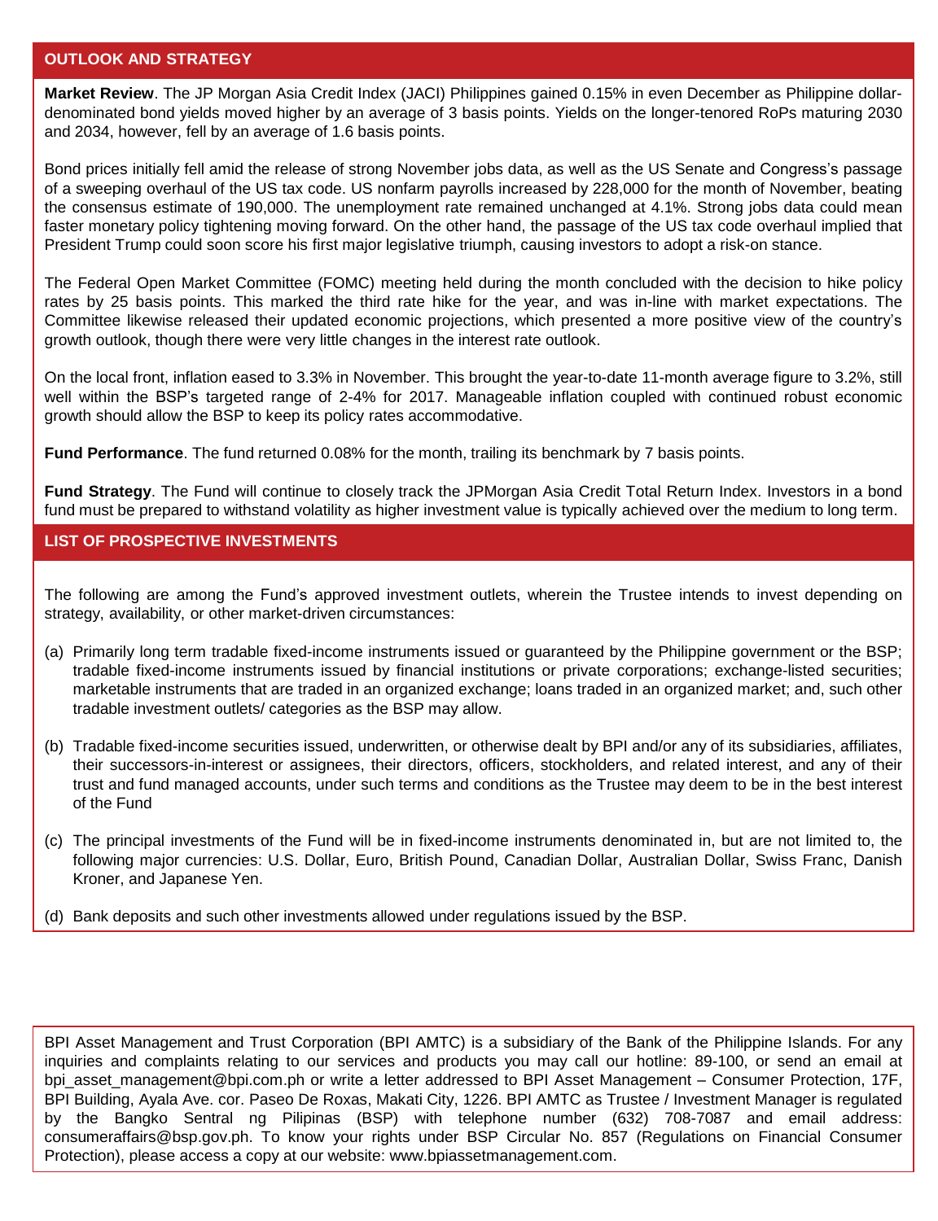## OUTLOOK AND STRATEGY

**Market Review**. The JP Morgan Asia Credit Index (JACI) Philippines gained 0.15% in even December as Philippine dollar-denominated bond yields moved higher by an average of 3 basis points. Yields on the longer-tenored RoPs maturing 2030 and 2034, however, fell by an average of 1.6 basis points.

Bond prices initially fell amid the release of strong November jobs data, as well as the US Senate and Congress's passage of a sweeping overhaul of the US tax code. US nonfarm payrolls increased by 228,000 for the month of November, beating the consensus estimate of 190,000. The unemployment rate remained unchanged at 4.1%. Strong jobs data could mean faster monetary policy tightening moving forward. On the other hand, the passage of the US tax code overhaul implied that President Trump could soon score his first major legislative triumph, causing investors to adopt a risk-on stance.

The Federal Open Market Committee (FOMC) meeting held during the month concluded with the decision to hike policy rates by 25 basis points. This marked the third rate hike for the year, and was in-line with market expectations. The Committee likewise released their updated economic projections, which presented a more positive view of the country's growth outlook, though there were very little changes in the interest rate outlook.

On the local front, inflation eased to 3.3% in November. This brought the year-to-date 11-month average figure to 3.2%, still well within the BSP's targeted range of 2-4% for 2017. Manageable inflation coupled with continued robust economic growth should allow the BSP to keep its policy rates accommodative.

**Fund Performance**. The fund returned 0.08% for the month, trailing its benchmark by 7 basis points.

**Fund Strategy**. The Fund will continue to closely track the JPMorgan Asia Credit Total Return Index. Investors in a bond fund must be prepared to withstand volatility as higher investment value is typically achieved over the medium to long term.

## LIST OF PROSPECTIVE INVESTMENTS

The following are among the Fund's approved investment outlets, wherein the Trustee intends to invest depending on strategy, availability, or other market-driven circumstances:

(a) Primarily long term tradable fixed-income instruments issued or guaranteed by the Philippine government or the BSP; tradable fixed-income instruments issued by financial institutions or private corporations; exchange-listed securities; marketable instruments that are traded in an organized exchange; loans traded in an organized market; and, such other tradable investment outlets/ categories as the BSP may allow.

(b) Tradable fixed-income securities issued, underwritten, or otherwise dealt by BPI and/or any of its subsidiaries, affiliates, their successors-in-interest or assignees, their directors, officers, stockholders, and related interest, and any of their trust and fund managed accounts, under such terms and conditions as the Trustee may deem to be in the best interest of the Fund

(c) The principal investments of the Fund will be in fixed-income instruments denominated in, but are not limited to, the following major currencies: U.S. Dollar, Euro, British Pound, Canadian Dollar, Australian Dollar, Swiss Franc, Danish Kroner, and Japanese Yen.

(d) Bank deposits and such other investments allowed under regulations issued by the BSP.

BPI Asset Management and Trust Corporation (BPI AMTC) is a subsidiary of the Bank of the Philippine Islands. For any inquiries and complaints relating to our services and products you may call our hotline: 89-100, or send an email at bpi_asset_management@bpi.com.ph or write a letter addressed to BPI Asset Management – Consumer Protection, 17F, BPI Building, Ayala Ave. cor. Paseo De Roxas, Makati City, 1226. BPI AMTC as Trustee / Investment Manager is regulated by the Bangko Sentral ng Pilipinas (BSP) with telephone number (632) 708-7087 and email address: consumeraffairs@bsp.gov.ph. To know your rights under BSP Circular No. 857 (Regulations on Financial Consumer Protection), please access a copy at our website: www.bpiassetmanagement.com.